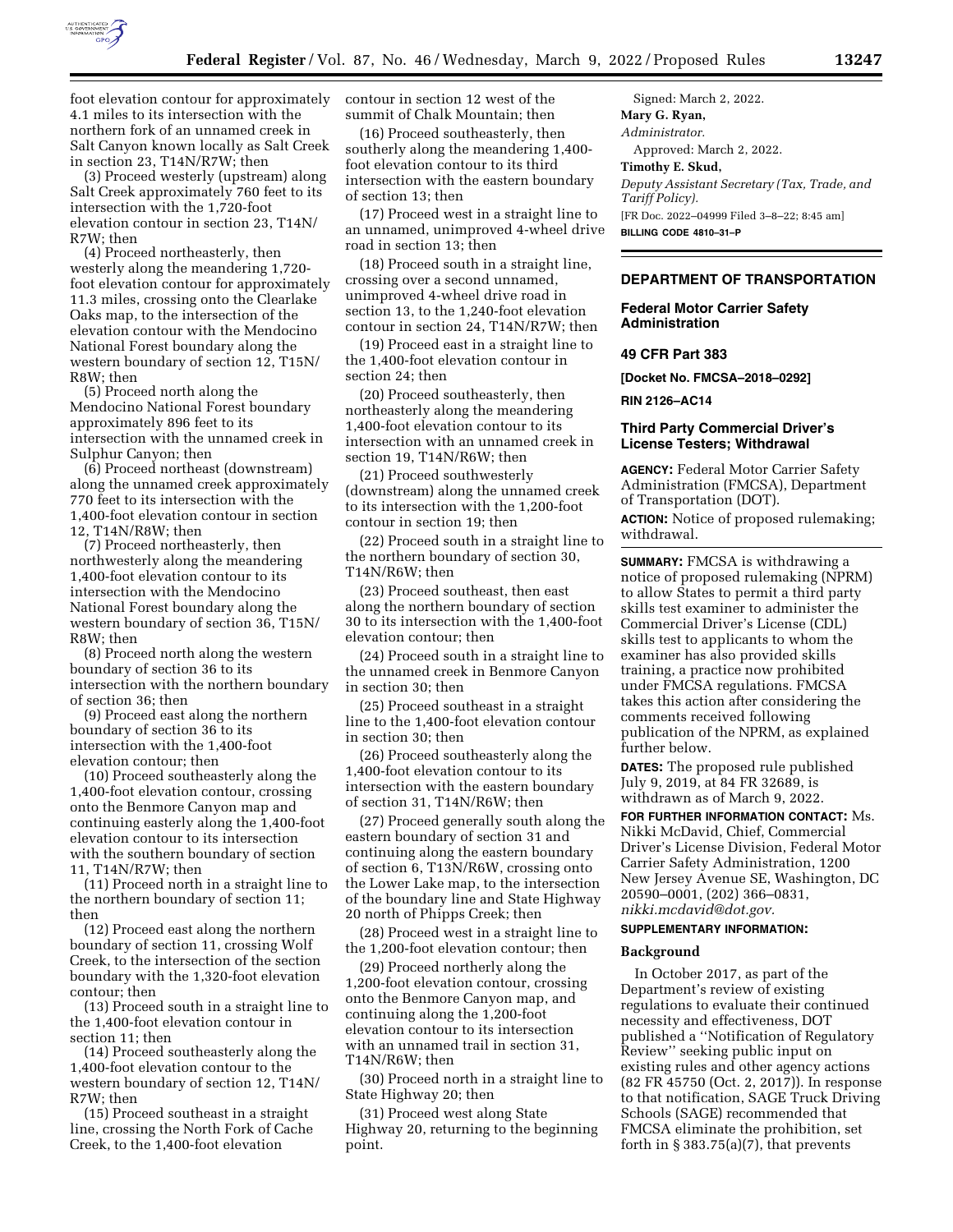foot elevation contour for approximately 4.1 miles to its intersection with the northern fork of an unnamed creek in Salt Canyon known locally as Salt Creek in section 23, T14N/R7W; then

(3) Proceed westerly (upstream) along Salt Creek approximately 760 feet to its intersection with the 1,720-foot elevation contour in section 23, T14N/R7W; then

(4) Proceed northeasterly, then westerly along the meandering 1,720-foot elevation contour for approximately 11.3 miles, crossing onto the Clearlake Oaks map, to the intersection of the elevation contour with the Mendocino National Forest boundary along the western boundary of section 12, T15N/R8W; then

(5) Proceed north along the Mendocino National Forest boundary approximately 896 feet to its intersection with the unnamed creek in Sulphur Canyon; then

(6) Proceed northeast (downstream) along the unnamed creek approximately 770 feet to its intersection with the 1,400-foot elevation contour in section 12, T14N/R8W; then

(7) Proceed northeasterly, then northwesterly along the meandering 1,400-foot elevation contour to its intersection with the Mendocino National Forest boundary along the western boundary of section 36, T15N/R8W; then

(8) Proceed north along the western boundary of section 36 to its intersection with the northern boundary of section 36; then

(9) Proceed east along the northern boundary of section 36 to its intersection with the 1,400-foot elevation contour; then

(10) Proceed southeasterly along the 1,400-foot elevation contour, crossing onto the Benmore Canyon map and continuing easterly along the 1,400-foot elevation contour to its intersection with the southern boundary of section 11, T14N/R7W; then

(11) Proceed north in a straight line to the northern boundary of section 11; then

(12) Proceed east along the northern boundary of section 11, crossing Wolf Creek, to the intersection of the section boundary with the 1,320-foot elevation contour; then

(13) Proceed south in a straight line to the 1,400-foot elevation contour in section 11; then

(14) Proceed southeasterly along the 1,400-foot elevation contour to the western boundary of section 12, T14N/R7W; then

(15) Proceed southeast in a straight line, crossing the North Fork of Cache Creek, to the 1,400-foot elevation contour in section 12 west of the summit of Chalk Mountain; then

(16) Proceed southeasterly, then southerly along the meandering 1,400-foot elevation contour to its third intersection with the eastern boundary of section 13; then

(17) Proceed west in a straight line to an unnamed, unimproved 4-wheel drive road in section 13; then

(18) Proceed south in a straight line, crossing over a second unnamed, unimproved 4-wheel drive road in section 13, to the 1,240-foot elevation contour in section 24, T14N/R7W; then

(19) Proceed east in a straight line to the 1,400-foot elevation contour in section 24; then

(20) Proceed southeasterly, then northeasterly along the meandering 1,400-foot elevation contour to its intersection with an unnamed creek in section 19, T14N/R6W; then

(21) Proceed southwesterly (downstream) along the unnamed creek to its intersection with the 1,200-foot contour in section 19; then

(22) Proceed south in a straight line to the northern boundary of section 30, T14N/R6W; then

(23) Proceed southeast, then east along the northern boundary of section 30 to its intersection with the 1,400-foot elevation contour; then

(24) Proceed south in a straight line to the unnamed creek in Benmore Canyon in section 30; then

(25) Proceed southeast in a straight line to the 1,400-foot elevation contour in section 30; then

(26) Proceed southeasterly along the 1,400-foot elevation contour to its intersection with the eastern boundary of section 31, T14N/R6W; then

(27) Proceed generally south along the eastern boundary of section 31 and continuing along the eastern boundary of section 6, T13N/R6W, crossing onto the Lower Lake map, to the intersection of the boundary line and State Highway 20 north of Phipps Creek; then

(28) Proceed west in a straight line to the 1,200-foot elevation contour; then

(29) Proceed northerly along the 1,200-foot elevation contour, crossing onto the Benmore Canyon map, and continuing along the 1,200-foot elevation contour to its intersection with an unnamed trail in section 31, T14N/R6W; then

(30) Proceed north in a straight line to State Highway 20; then

(31) Proceed west along State Highway 20, returning to the beginning point.

Signed: March 2, 2022.

**Mary G. Ryan,**

*Administrator.*

Approved: March 2, 2022.

**Timothy E. Skud,**

*Deputy Assistant Secretary (Tax, Trade, and Tariff Policy).*

[FR Doc. 2022–04999 Filed 3–8–22; 8:45 am]

**BILLING CODE 4810–31–P**

---

## DEPARTMENT OF TRANSPORTATION

### Federal Motor Carrier Safety Administration

### 49 CFR Part 383

**[Docket No. FMCSA–2018–0292]**

**RIN 2126–AC14**

### Third Party Commercial Driver's License Testers; Withdrawal

**AGENCY:** Federal Motor Carrier Safety Administration (FMCSA), Department of Transportation (DOT).

**ACTION:** Notice of proposed rulemaking; withdrawal.

**SUMMARY:** FMCSA is withdrawing a notice of proposed rulemaking (NPRM) to allow States to permit a third party skills test examiner to administer the Commercial Driver's License (CDL) skills test to applicants to whom the examiner has also provided skills training, a practice now prohibited under FMCSA regulations. FMCSA takes this action after considering the comments received following publication of the NPRM, as explained further below.

**DATES:** The proposed rule published July 9, 2019, at 84 FR 32689, is withdrawn as of March 9, 2022.

**FOR FURTHER INFORMATION CONTACT:** Ms. Nikki McDavid, Chief, Commercial Driver's License Division, Federal Motor Carrier Safety Administration, 1200 New Jersey Avenue SE, Washington, DC 20590–0001, (202) 366–0831, *nikki.mcdavid@dot.gov.*

**SUPPLEMENTARY INFORMATION:**

#### Background

In October 2017, as part of the Department's review of existing regulations to evaluate their continued necessity and effectiveness, DOT published a "Notification of Regulatory Review" seeking public input on existing rules and other agency actions (82 FR 45750 (Oct. 2, 2017)). In response to that notification, SAGE Truck Driving Schools (SAGE) recommended that FMCSA eliminate the prohibition, set forth in § 383.75(a)(7), that prevents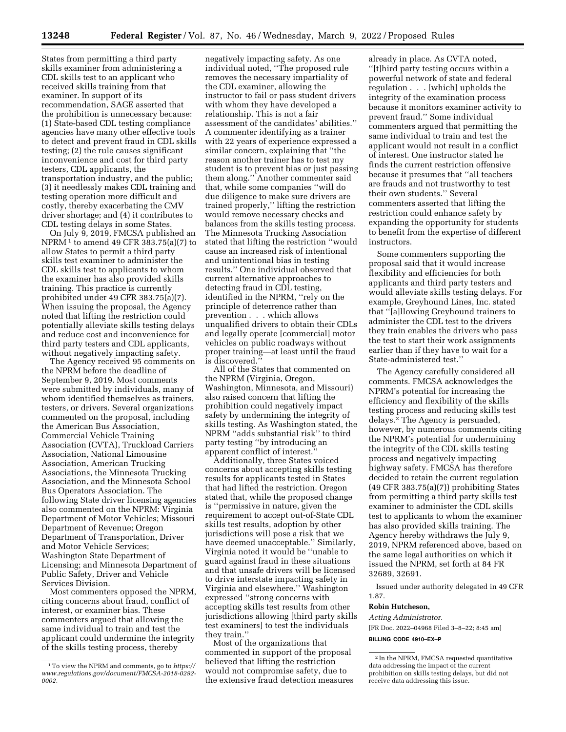States from permitting a third party skills examiner from administering a CDL skills test to an applicant who received skills training from that examiner. In support of its recommendation, SAGE asserted that the prohibition is unnecessary because: (1) State-based CDL testing compliance agencies have many other effective tools to detect and prevent fraud in CDL skills testing; (2) the rule causes significant inconvenience and cost for third party testers, CDL applicants, the transportation industry, and the public; (3) it needlessly makes CDL training and testing operation more difficult and costly, thereby exacerbating the CMV driver shortage; and (4) it contributes to CDL testing delays in some States.

On July 9, 2019, FMCSA published an NPRM [1] to amend 49 CFR 383.75(a)(7) to allow States to permit a third party skills test examiner to administer the CDL skills test to applicants to whom the examiner has also provided skills training. This practice is currently prohibited under 49 CFR 383.75(a)(7). When issuing the proposal, the Agency noted that lifting the restriction could potentially alleviate skills testing delays and reduce cost and inconvenience for third party testers and CDL applicants, without negatively impacting safety.

The Agency received 95 comments on the NPRM before the deadline of September 9, 2019. Most comments were submitted by individuals, many of whom identified themselves as trainers, testers, or drivers. Several organizations commented on the proposal, including the American Bus Association, Commercial Vehicle Training Association (CVTA), Truckload Carriers Association, National Limousine Association, American Trucking Associations, the Minnesota Trucking Association, and the Minnesota School Bus Operators Association. The following State driver licensing agencies also commented on the NPRM: Virginia Department of Motor Vehicles; Missouri Department of Revenue; Oregon Department of Transportation, Driver and Motor Vehicle Services; Washington State Department of Licensing; and Minnesota Department of Public Safety, Driver and Vehicle Services Division.

Most commenters opposed the NPRM, citing concerns about fraud, conflict of interest, or examiner bias. These commenters argued that allowing the same individual to train and test the applicant could undermine the integrity of the skills testing process, thereby negatively impacting safety. As one individual noted, "The proposed rule removes the necessary impartiality of the CDL examiner, allowing the instructor to fail or pass student drivers with whom they have developed a relationship. This is not a fair assessment of the candidates' abilities." A commenter identifying as a trainer with 22 years of experience expressed a similar concern, explaining that "the reason another trainer has to test my student is to prevent bias or just passing them along." Another commenter said that, while some companies "will do due diligence to make sure drivers are trained properly," lifting the restriction would remove necessary checks and balances from the skills testing process. The Minnesota Trucking Association stated that lifting the restriction "would cause an increased risk of intentional and unintentional bias in testing results." One individual observed that current alternative approaches to detecting fraud in CDL testing, identified in the NPRM, "rely on the principle of deterrence rather than prevention . . . which allows unqualified drivers to obtain their CDLs and legally operate [commercial] motor vehicles on public roadways without proper training—at least until the fraud is discovered."

All of the States that commented on the NPRM (Virginia, Oregon, Washington, Minnesota, and Missouri) also raised concern that lifting the prohibition could negatively impact safety by undermining the integrity of skills testing. As Washington stated, the NPRM "adds substantial risk" to third party testing "by introducing an apparent conflict of interest."

Additionally, three States voiced concerns about accepting skills testing results for applicants tested in States that had lifted the restriction. Oregon stated that, while the proposed change is "permissive in nature, given the requirement to accept out-of-State CDL skills test results, adoption by other jurisdictions will pose a risk that we have deemed unacceptable." Similarly, Virginia noted it would be "unable to guard against fraud in these situations and that unsafe drivers will be licensed to drive interstate impacting safety in Virginia and elsewhere." Washington expressed "strong concerns with accepting skills test results from other jurisdictions allowing [third party skills test examiners] to test the individuals they train."

Most of the organizations that commented in support of the proposal believed that lifting the restriction would not compromise safety, due to the extensive fraud detection measures already in place. As CVTA noted, "[t]hird party testing occurs within a powerful network of state and federal regulation . . . [which] upholds the integrity of the examination process because it monitors examiner activity to prevent fraud." Some individual commenters argued that permitting the same individual to train and test the applicant would not result in a conflict of interest. One instructor stated he finds the current restriction offensive because it presumes that "all teachers are frauds and not trustworthy to test their own students." Several commenters asserted that lifting the restriction could enhance safety by expanding the opportunity for students to benefit from the expertise of different instructors.

Some commenters supporting the proposal said that it would increase flexibility and efficiencies for both applicants and third party testers and would alleviate skills testing delays. For example, Greyhound Lines, Inc. stated that "[a]llowing Greyhound trainers to administer the CDL test to the drivers they train enables the drivers who pass the test to start their work assignments earlier than if they have to wait for a State-administered test."

The Agency carefully considered all comments. FMCSA acknowledges the NPRM's potential for increasing the efficiency and flexibility of the skills testing process and reducing skills test delays.[2] The Agency is persuaded, however, by numerous comments citing the NPRM's potential for undermining the integrity of the CDL skills testing process and negatively impacting highway safety. FMCSA has therefore decided to retain the current regulation (49 CFR 383.75(a)(7)) prohibiting States from permitting a third party skills test examiner to administer the CDL skills test to applicants to whom the examiner has also provided skills training. The Agency hereby withdraws the July 9, 2019, NPRM referenced above, based on the same legal authorities on which it issued the NPRM, set forth at 84 FR 32689, 32691.

Issued under authority delegated in 49 CFR 1.87.

**Robin Hutcheson,**

*Acting Administrator.*

[FR Doc. 2022–04968 Filed 3–8–22; 8:45 am]

**BILLING CODE 4910–EX–P**

---

[1] To view the NPRM and comments, go to *https://www.regulations.gov/document/FMCSA-2018-0292-0002.*

[2] In the NPRM, FMCSA requested quantitative data addressing the impact of the current prohibition on skills testing delays, but did not receive data addressing this issue.